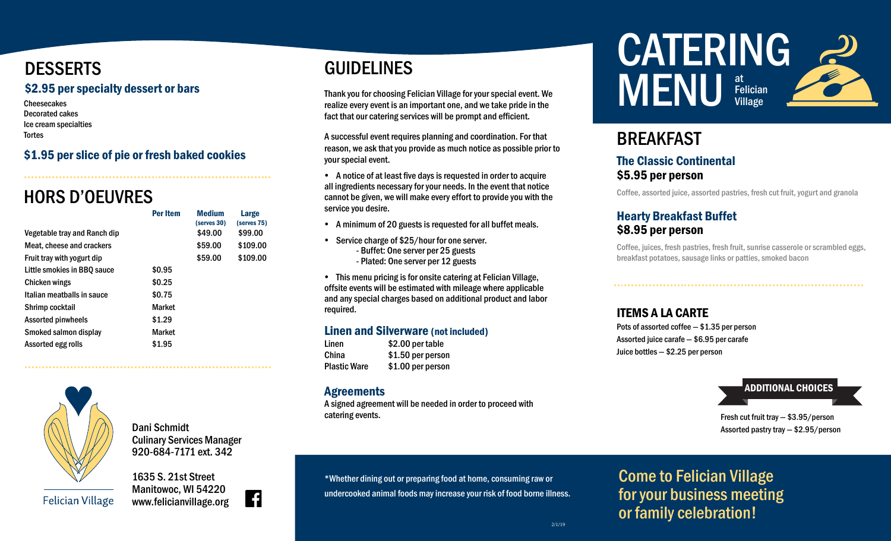# DESSERTS

### $2.95 per specialty dessert or bars

Cheesecakes
Decorated cakes
Ice cream specialties
Tortes

### $1.95 per slice of pie or fresh baked cookies

# HORS D'OEUVRES

| | Per Item | Medium (serves 30) | Large (serves 75) |
|---|---|---|---|
| Vegetable tray and Ranch dip | | $49.00 | $99.00 |
| Meat, cheese and crackers | | $59.00 | $109.00 |
| Fruit tray with yogurt dip | | $59.00 | $109.00 |
| Little smokies in BBQ sauce | $0.95 | | |
| Chicken wings | $0.25 | | |
| Italian meatballs in sauce | $0.75 | | |
| Shrimp cocktail | Market | | |
| Assorted pinwheels | $1.29 | | |
| Smoked salmon display | Market | | |
| Assorted egg rolls | $1.95 | | |

Felician Village

Dani Schmidt
Culinary Services Manager
920-684-7171 ext. 342

1635 S. 21st Street
Manitowoc, WI 54220
www.felicianvillage.org

# GUIDELINES

Thank you for choosing Felician Village for your special event. We realize every event is an important one, and we take pride in the fact that our catering services will be prompt and efficient.

A successful event requires planning and coordination. For that reason, we ask that you provide as much notice as possible prior to your special event.

- A notice of at least five days is requested in order to acquire all ingredients necessary for your needs. In the event that notice cannot be given, we will make every effort to provide you with the service you desire.
- A minimum of 20 guests is requested for all buffet meals.
- Service charge of $25/hour for one server.
  - Buffet: One server per 25 guests
  - Plated: One server per 12 guests
- This menu pricing is for onsite catering at Felician Village, offsite events will be estimated with mileage where applicable and any special charges based on additional product and labor required.

### Linen and Silverware (not included)

| | |
|---|---|
| Linen | $2.00 per table |
| China | $1.50 per person |
| Plastic Ware | $1.00 per person |

### Agreements

A signed agreement will be needed in order to proceed with catering events.

*Whether dining out or preparing food at home, consuming raw or undercooked animal foods may increase your risk of food borne illness.

2/1/19

# CATERING MENU at Felician Village

# BREAKFAST

### The Classic Continental
**$5.95 per person**

Coffee, assorted juice, assorted pastries, fresh cut fruit, yogurt and granola

### Hearty Breakfast Buffet
**$8.95 per person**

Coffee, juices, fresh pastries, fresh fruit, sunrise casserole or scrambled eggs, breakfast potatoes, sausage links or patties, smoked bacon

## ITEMS A LA CARTE

Pots of assorted coffee – $1.35 per person
Assorted juice carafe – $6.95 per carafe
Juice bottles – $2.25 per person

**ADDITIONAL CHOICES**

Fresh cut fruit tray – $3.95/person
Assorted pastry tray – $2.95/person

Come to Felician Village for your business meeting or family celebration!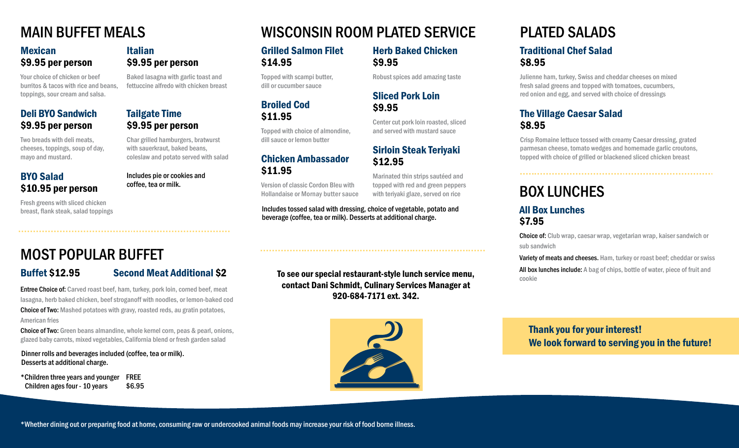# MAIN BUFFET MEALS

### Mexican
**$9.95 per person**

Your choice of chicken or beef burritos & tacos with rice and beans, toppings, sour cream and salsa.

### Italian
**$9.95 per person**

Baked lasagna with garlic toast and fettuccine alfredo with chicken breast

### Deli BYO Sandwich
**$9.95 per person**

Two breads with deli meats, cheeses, toppings, soup of day, mayo and mustard.

### Tailgate Time
**$9.95 per person**

Char grilled hamburgers, bratwurst with sauerkraut, baked beans, coleslaw and potato served with salad

### BYO Salad
**$10.95 per person**

Fresh greens with sliced chicken breast, flank steak, salad toppings

Includes pie or cookies and coffee, tea or milk.

# MOST POPULAR BUFFET

**Buffet $12.95** **Second Meat Additional $2**

**Entree Choice of:** Carved roast beef, ham, turkey, pork loin, corned beef, meat lasagna, herb baked chicken, beef stroganoff with noodles, or lemon-baked cod

**Choice of Two:** Mashed potatoes with gravy, roasted reds, au gratin potatoes, American fries

**Choice of Two:** Green beans almandine, whole kernel corn, peas & pearl, onions, glazed baby carrots, mixed vegetables, California blend or fresh garden salad

Dinner rolls and beverages included (coffee, tea or milk).
Desserts at additional charge.

| | |
|---|---|
| *Children three years and younger | FREE |
| Children ages four - 10 years | $6.95 |

# WISCONSIN ROOM PLATED SERVICE

### Grilled Salmon Filet
**$14.95**

Topped with scampi butter, dill or cucumber sauce

### Broiled Cod
**$11.95**

Topped with choice of almondine, dill sauce or lemon butter

### Chicken Ambassador
**$11.95**

Version of classic Cordon Bleu with Hollandaise or Mornay butter sauce

### Herb Baked Chicken
**$9.95**

Robust spices add amazing taste

### Sliced Pork Loin
**$9.95**

Center cut pork loin roasted, sliced and served with mustard sauce

### Sirloin Steak Teriyaki
**$12.95**

Marinated thin strips sautéed and topped with red and green peppers with teriyaki glaze, served on rice

Includes tossed salad with dressing, choice of vegetable, potato and beverage (coffee, tea or milk). Desserts at additional charge.

**To see our special restaurant-style lunch service menu, contact Dani Schmidt, Culinary Services Manager at 920-684-7171 ext. 342.**

# PLATED SALADS

### Traditional Chef Salad
**$8.95**

Julienne ham, turkey, Swiss and cheddar cheeses on mixed fresh salad greens and topped with tomatoes, cucumbers, red onion and egg, and served with choice of dressings

### The Village Caesar Salad
**$8.95**

Crisp Romaine lettuce tossed with creamy Caesar dressing, grated parmesan cheese, tomato wedges and homemade garlic croutons, topped with choice of grilled or blackened sliced chicken breast

# BOX LUNCHES

### All Box Lunches
**$7.95**

**Choice of:** Club wrap, caesar wrap, vegetarian wrap, kaiser sandwich or sub sandwich

**Variety of meats and cheeses.** Ham, turkey or roast beef; cheddar or swiss

**All box lunches include:** A bag of chips, bottle of water, piece of fruit and cookie

**Thank you for your interest!**
**We look forward to serving you in the future!**

*Whether dining out or preparing food at home, consuming raw or undercooked animal foods may increase your risk of food borne illness.